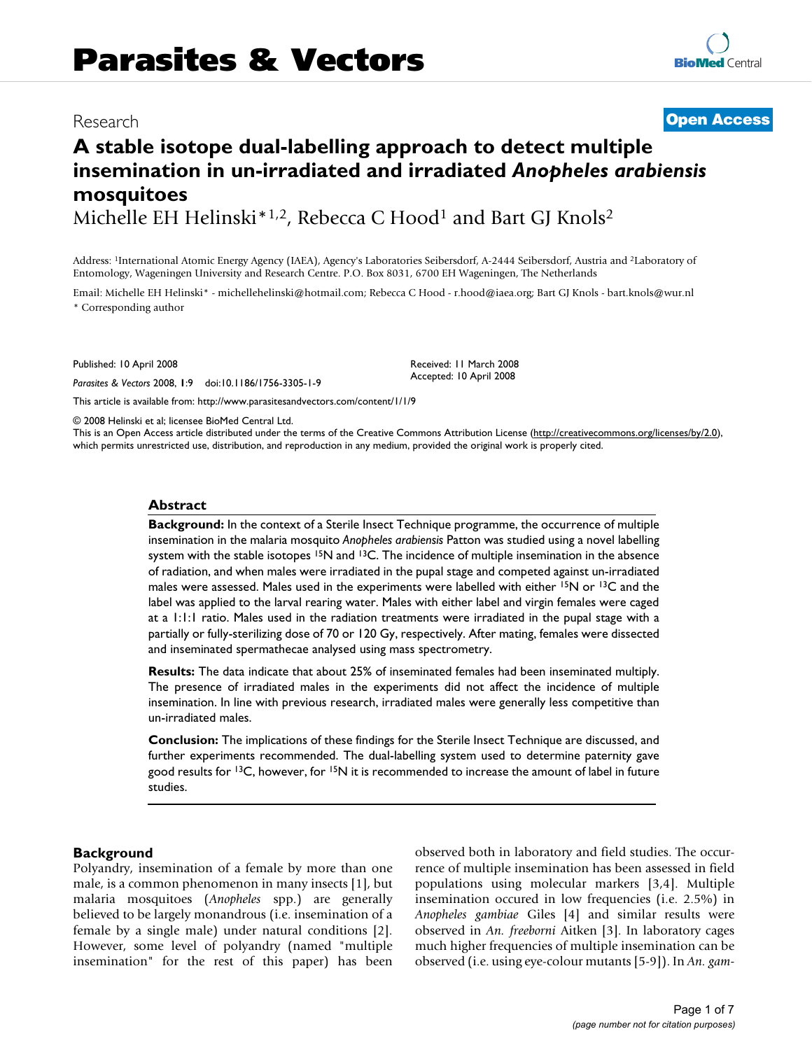Research

**Open Access**

# A stable isotope dual-labelling approach to detect multiple insemination in un-irradiated and irradiated *Anopheles arabiensis* mosquitoes

Michelle EH Helinski*[1,2], Rebecca C Hood[1] and Bart GJ Knols[2]

Address: [1]International Atomic Energy Agency (IAEA), Agency's Laboratories Seibersdorf, A-2444 Seibersdorf, Austria and [2]Laboratory of Entomology, Wageningen University and Research Centre. P.O. Box 8031, 6700 EH Wageningen, The Netherlands

Email: Michelle EH Helinski* - michellehelinski@hotmail.com; Rebecca C Hood - r.hood@iaea.org; Bart GJ Knols - bart.knols@wur.nl

* Corresponding author

Published: 10 April 2008

*Parasites & Vectors* 2008, **1**:9 doi:10.1186/1756-3305-1-9

Received: 11 March 2008
Accepted: 10 April 2008

This article is available from: http://www.parasitesandvectors.com/content/1/1/9

© 2008 Helinski et al; licensee BioMed Central Ltd.
This is an Open Access article distributed under the terms of the Creative Commons Attribution License (http://creativecommons.org/licenses/by/2.0), which permits unrestricted use, distribution, and reproduction in any medium, provided the original work is properly cited.

## Abstract

**Background:** In the context of a Sterile Insect Technique programme, the occurrence of multiple insemination in the malaria mosquito *Anopheles arabiensis* Patton was studied using a novel labelling system with the stable isotopes $^{15}N$ and $^{13}C$. The incidence of multiple insemination in the absence of radiation, and when males were irradiated in the pupal stage and competed against un-irradiated males were assessed. Males used in the experiments were labelled with either $^{15}N$ or $^{13}C$ and the label was applied to the larval rearing water. Males with either label and virgin females were caged at a 1:1:1 ratio. Males used in the radiation treatments were irradiated in the pupal stage with a partially or fully-sterilizing dose of 70 or 120 Gy, respectively. After mating, females were dissected and inseminated spermathecae analysed using mass spectrometry.

**Results:** The data indicate that about 25% of inseminated females had been inseminated multiply. The presence of irradiated males in the experiments did not affect the incidence of multiple insemination. In line with previous research, irradiated males were generally less competitive than un-irradiated males.

**Conclusion:** The implications of these findings for the Sterile Insect Technique are discussed, and further experiments recommended. The dual-labelling system used to determine paternity gave good results for $^{13}C$, however, for $^{15}N$ it is recommended to increase the amount of label in future studies.

## Background

Polyandry, insemination of a female by more than one male, is a common phenomenon in many insects [1], but malaria mosquitoes (*Anopheles* spp.) are generally believed to be largely monandrous (i.e. insemination of a female by a single male) under natural conditions [2]. However, some level of polyandry (named "multiple insemination" for the rest of this paper) has been observed both in laboratory and field studies. The occurrence of multiple insemination has been assessed in field populations using molecular markers [3,4]. Multiple insemination occured in low frequencies (i.e. 2.5%) in *Anopheles gambiae* Giles [4] and similar results were observed in *An. freeborni* Aitken [3]. In laboratory cages much higher frequencies of multiple insemination can be observed (i.e. using eye-colour mutants [5-9]). In *An. gam-*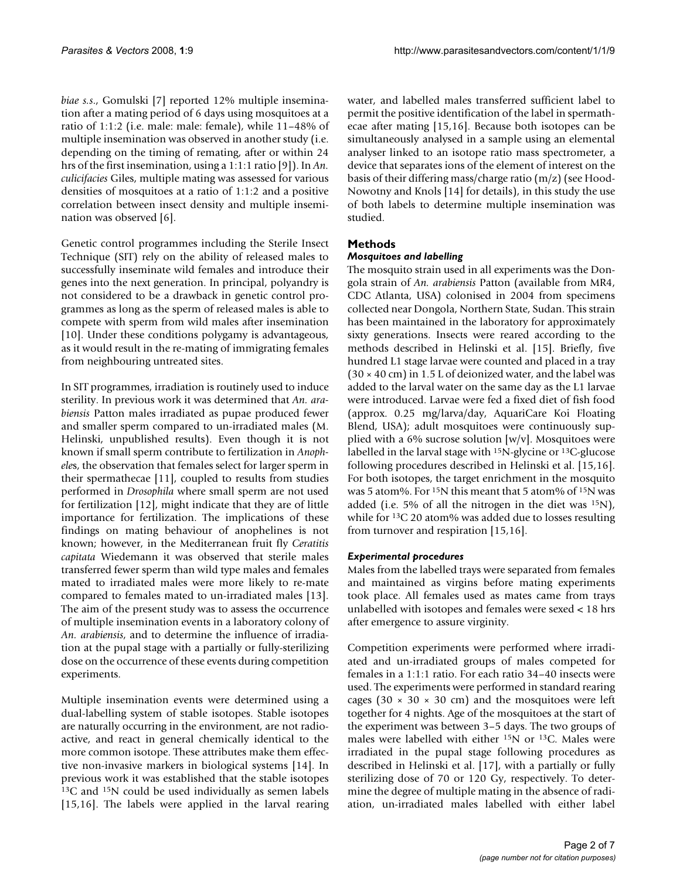*biae s.s.*, Gomulski [7] reported 12% multiple insemination after a mating period of 6 days using mosquitoes at a ratio of 1:1:2 (i.e. male: male: female), while 11–48% of multiple insemination was observed in another study (i.e. depending on the timing of remating, after or within 24 hrs of the first insemination, using a 1:1:1 ratio [9]). In *An. culicifacies* Giles, multiple mating was assessed for various densities of mosquitoes at a ratio of 1:1:2 and a positive correlation between insect density and multiple insemination was observed [6].

Genetic control programmes including the Sterile Insect Technique (SIT) rely on the ability of released males to successfully inseminate wild females and introduce their genes into the next generation. In principal, polyandry is not considered to be a drawback in genetic control programmes as long as the sperm of released males is able to compete with sperm from wild males after insemination [10]. Under these conditions polygamy is advantageous, as it would result in the re-mating of immigrating females from neighbouring untreated sites.

In SIT programmes, irradiation is routinely used to induce sterility. In previous work it was determined that *An. arabiensis* Patton males irradiated as pupae produced fewer and smaller sperm compared to un-irradiated males (M. Helinski, unpublished results). Even though it is not known if small sperm contribute to fertilization in *Anopheles*, the observation that females select for larger sperm in their spermathecae [11], coupled to results from studies performed in *Drosophila* where small sperm are not used for fertilization [12], might indicate that they are of little importance for fertilization. The implications of these findings on mating behaviour of anophelines is not known; however, in the Mediterranean fruit fly *Ceratitis capitata* Wiedemann it was observed that sterile males transferred fewer sperm than wild type males and females mated to irradiated males were more likely to re-mate compared to females mated to un-irradiated males [13]. The aim of the present study was to assess the occurrence of multiple insemination events in a laboratory colony of *An. arabiensis*, and to determine the influence of irradiation at the pupal stage with a partially or fully-sterilizing dose on the occurrence of these events during competition experiments.

Multiple insemination events were determined using a dual-labelling system of stable isotopes. Stable isotopes are naturally occurring in the environment, are not radioactive, and react in general chemically identical to the more common isotope. These attributes make them effective non-invasive markers in biological systems [14]. In previous work it was established that the stable isotopes $^{13}$C and $^{15}$N could be used individually as semen labels [15,16]. The labels were applied in the larval rearing water, and labelled males transferred sufficient label to permit the positive identification of the label in spermathecae after mating [15,16]. Because both isotopes can be simultaneously analysed in a sample using an elemental analyser linked to an isotope ratio mass spectrometer, a device that separates ions of the element of interest on the basis of their differing mass/charge ratio (m/z) (see Hood-Nowotny and Knols [14] for details), in this study the use of both labels to determine multiple insemination was studied.

## Methods

### Mosquitoes and labelling

The mosquito strain used in all experiments was the Dongola strain of *An. arabiensis* Patton (available from MR4, CDC Atlanta, USA) colonised in 2004 from specimens collected near Dongola, Northern State, Sudan. This strain has been maintained in the laboratory for approximately sixty generations. Insects were reared according to the methods described in Helinski et al. [15]. Briefly, five hundred L1 stage larvae were counted and placed in a tray (30 × 40 cm) in 1.5 L of deionized water, and the label was added to the larval water on the same day as the L1 larvae were introduced. Larvae were fed a fixed diet of fish food (approx. 0.25 mg/larva/day, AquariCare Koi Floating Blend, USA); adult mosquitoes were continuously supplied with a 6% sucrose solution [w/v]. Mosquitoes were labelled in the larval stage with $^{15}$N-glycine or $^{13}$C-glucose following procedures described in Helinski et al. [15,16]. For both isotopes, the target enrichment in the mosquito was 5 atom%. For $^{15}$N this meant that 5 atom% of $^{15}$N was added (i.e. 5% of all the nitrogen in the diet was $^{15}$N), while for $^{13}$C 20 atom% was added due to losses resulting from turnover and respiration [15,16].

### Experimental procedures

Males from the labelled trays were separated from females and maintained as virgins before mating experiments took place. All females used as mates came from trays unlabelled with isotopes and females were sexed < 18 hrs after emergence to assure virginity.

Competition experiments were performed where irradiated and un-irradiated groups of males competed for females in a 1:1:1 ratio. For each ratio 34–40 insects were used. The experiments were performed in standard rearing cages (30 × 30 × 30 cm) and the mosquitoes were left together for 4 nights. Age of the mosquitoes at the start of the experiment was between 3–5 days. The two groups of males were labelled with either $^{15}$N or $^{13}$C. Males were irradiated in the pupal stage following procedures as described in Helinski et al. [17], with a partially or fully sterilizing dose of 70 or 120 Gy, respectively. To determine the degree of multiple mating in the absence of radiation, un-irradiated males labelled with either label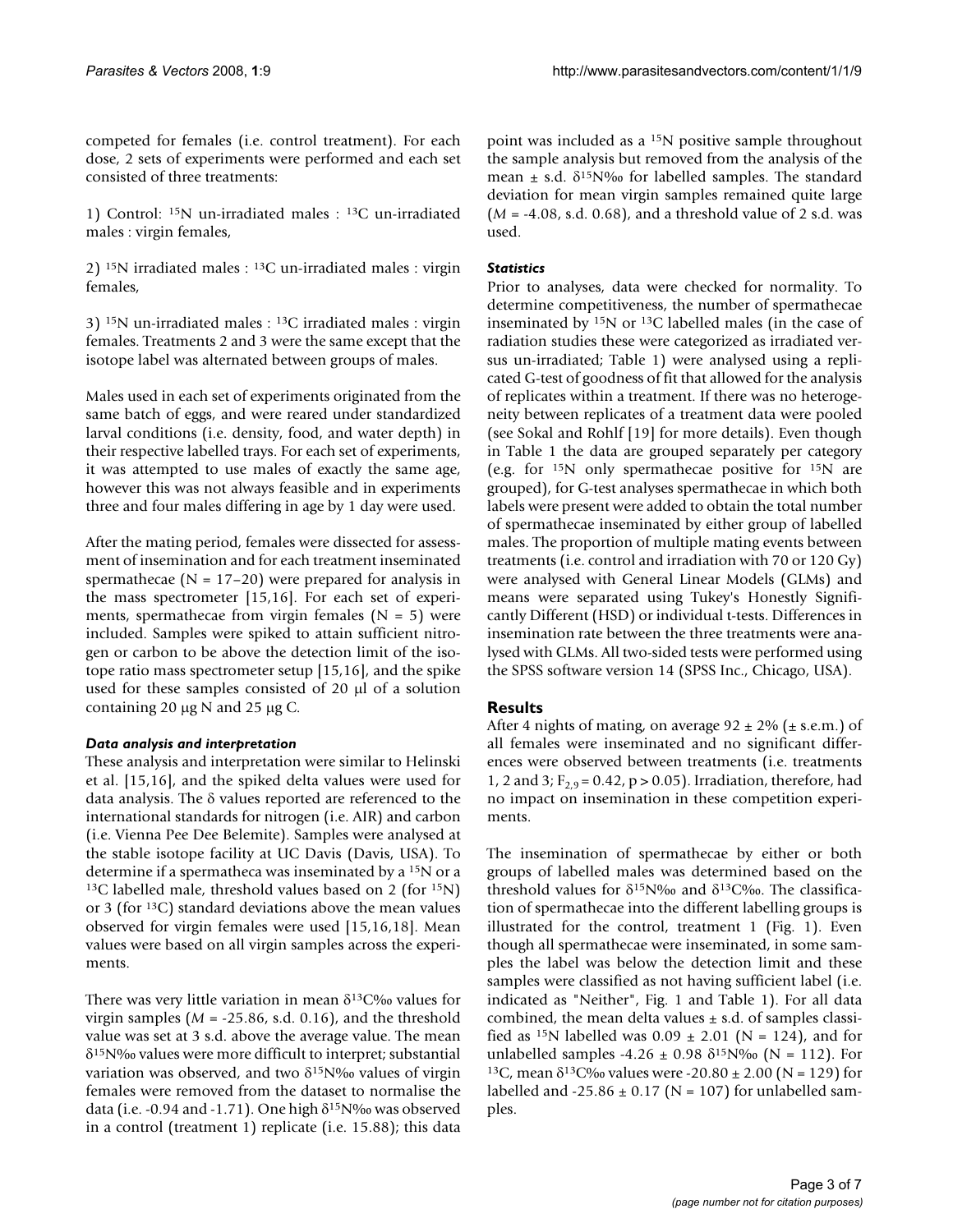competed for females (i.e. control treatment). For each dose, 2 sets of experiments were performed and each set consisted of three treatments:

1) Control: $^{15}N$ un-irradiated males : $^{13}C$ un-irradiated males : virgin females,

2) $^{15}N$ irradiated males : $^{13}C$ un-irradiated males : virgin females,

3) $^{15}N$ un-irradiated males : $^{13}C$ irradiated males : virgin females. Treatments 2 and 3 were the same except that the isotope label was alternated between groups of males.

Males used in each set of experiments originated from the same batch of eggs, and were reared under standardized larval conditions (i.e. density, food, and water depth) in their respective labelled trays. For each set of experiments, it was attempted to use males of exactly the same age, however this was not always feasible and in experiments three and four males differing in age by 1 day were used.

After the mating period, females were dissected for assessment of insemination and for each treatment inseminated spermathecae (N = 17–20) were prepared for analysis in the mass spectrometer [15,16]. For each set of experiments, spermathecae from virgin females (N = 5) were included. Samples were spiked to attain sufficient nitrogen or carbon to be above the detection limit of the isotope ratio mass spectrometer setup [15,16], and the spike used for these samples consisted of 20 μl of a solution containing 20 μg N and 25 μg C.

#### *Data analysis and interpretation*

These analysis and interpretation were similar to Helinski et al. [15,16], and the spiked delta values were used for data analysis. The δ values reported are referenced to the international standards for nitrogen (i.e. AIR) and carbon (i.e. Vienna Pee Dee Belemite). Samples were analysed at the stable isotope facility at UC Davis (Davis, USA). To determine if a spermatheca was inseminated by a $^{15}N$ or a $^{13}C$ labelled male, threshold values based on 2 (for $^{15}N$) or 3 (for $^{13}C$) standard deviations above the mean values observed for virgin females were used [15,16,18]. Mean values were based on all virgin samples across the experiments.

There was very little variation in mean $\delta^{13}C$‰ values for virgin samples (*M* = -25.86, s.d. 0.16), and the threshold value was set at 3 s.d. above the average value. The mean $\delta^{15}N$‰ values were more difficult to interpret; substantial variation was observed, and two $\delta^{15}N$‰ values of virgin females were removed from the dataset to normalise the data (i.e. -0.94 and -1.71). One high $\delta^{15}N$‰ was observed in a control (treatment 1) replicate (i.e. 15.88); this data point was included as a $^{15}N$ positive sample throughout the sample analysis but removed from the analysis of the mean ± s.d. $\delta^{15}N$‰ for labelled samples. The standard deviation for mean virgin samples remained quite large (*M* = -4.08, s.d. 0.68), and a threshold value of 2 s.d. was used.

#### *Statistics*

Prior to analyses, data were checked for normality. To determine competitiveness, the number of spermathecae inseminated by $^{15}N$ or $^{13}C$ labelled males (in the case of radiation studies these were categorized as irradiated versus un-irradiated; Table 1) were analysed using a replicated G-test of goodness of fit that allowed for the analysis of replicates within a treatment. If there was no heterogeneity between replicates of a treatment data were pooled (see Sokal and Rohlf [19] for more details). Even though in Table 1 the data are grouped separately per category (e.g. for $^{15}N$ only spermathecae positive for $^{15}N$ are grouped), for G-test analyses spermathecae in which both labels were present were added to obtain the total number of spermathecae inseminated by either group of labelled males. The proportion of multiple mating events between treatments (i.e. control and irradiation with 70 or 120 Gy) were analysed with General Linear Models (GLMs) and means were separated using Tukey's Honestly Significantly Different (HSD) or individual t-tests. Differences in insemination rate between the three treatments were analysed with GLMs. All two-sided tests were performed using the SPSS software version 14 (SPSS Inc., Chicago, USA).

## Results

After 4 nights of mating, on average 92 ± 2% (± s.e.m.) of all females were inseminated and no significant differences were observed between treatments (i.e. treatments 1, 2 and 3; $F_{2,9}$ = 0.42, $p > 0.05$). Irradiation, therefore, had no impact on insemination in these competition experiments.

The insemination of spermathecae by either or both groups of labelled males was determined based on the threshold values for $\delta^{15}N$‰ and $\delta^{13}C$‰. The classification of spermathecae into the different labelling groups is illustrated for the control, treatment 1 (Fig. 1). Even though all spermathecae were inseminated, in some samples the label was below the detection limit and these samples were classified as not having sufficient label (i.e. indicated as "Neither", Fig. 1 and Table 1). For all data combined, the mean delta values ± s.d. of samples classified as $^{15}N$ labelled was 0.09 ± 2.01 (N = 124), and for unlabelled samples -4.26 ± 0.98 $\delta^{15}N$‰ (N = 112). For $^{13}C$, mean $\delta^{13}C$‰ values were -20.80 ± 2.00 (N = 129) for labelled and -25.86 ± 0.17 (N = 107) for unlabelled samples.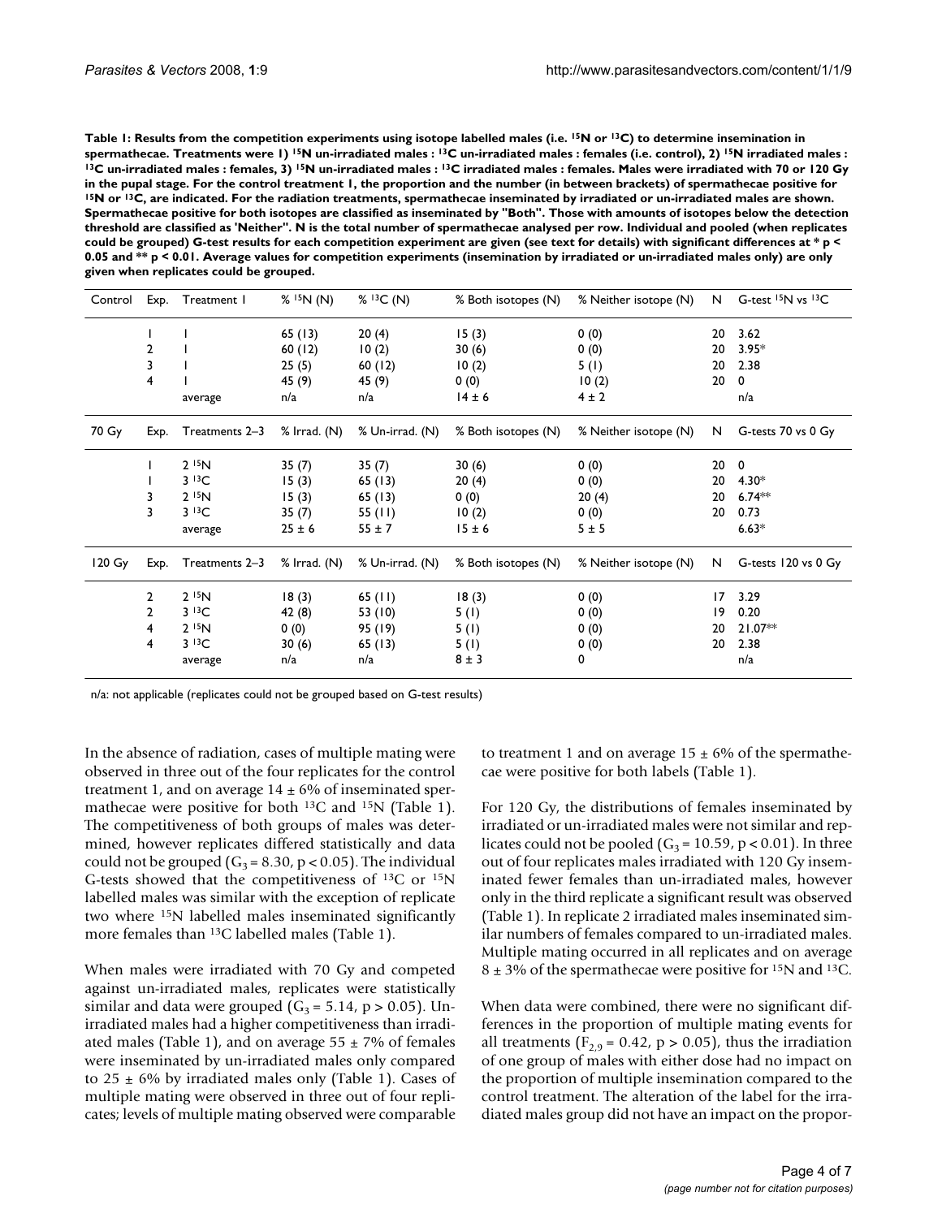**Table 1: Results from the competition experiments using isotope labelled males (i.e. $^{15}N$ or $^{13}C$) to determine insemination in spermathecae. Treatments were 1) $^{15}N$ un-irradiated males : $^{13}C$ un-irradiated males : females (i.e. control), 2) $^{15}N$ irradiated males : $^{13}C$ un-irradiated males : females, 3) $^{15}N$ un-irradiated males : $^{13}C$ irradiated males : females. Males were irradiated with 70 or 120 Gy in the pupal stage. For the control treatment 1, the proportion and the number (in between brackets) of spermathecae positive for $^{15}N$ or $^{13}C$, are indicated. For the radiation treatments, spermathecae inseminated by irradiated or un-irradiated males are shown. Spermathecae positive for both isotopes are classified as inseminated by "Both". Those with amounts of isotopes below the detection threshold are classified as 'Neither". N is the total number of spermathecae analysed per row. Individual and pooled (when replicates could be grouped) G-test results for each competition experiment are given (see text for details) with significant differences at * p < 0.05 and ** p < 0.01. Average values for competition experiments (insemination by irradiated or un-irradiated males only) are only given when replicates could be grouped.**

| Control | Exp. | Treatment 1 | % $^{15}N$ (N) | % $^{13}C$ (N) | % Both isotopes (N) | % Neither isotope (N) | N | G-test $^{15}N$ vs $^{13}C$ |
|---|---|---|---|---|---|---|---|---|
| | 1 | 1 | 65 (13) | 20 (4) | 15 (3) | 0 (0) | 20 | 3.62 |
| | 2 | 1 | 60 (12) | 10 (2) | 30 (6) | 0 (0) | 20 | 3.95* |
| | 3 | 1 | 25 (5) | 60 (12) | 10 (2) | 5 (1) | 20 | 2.38 |
| | 4 | 1 | 45 (9) | 45 (9) | 0 (0) | 10 (2) | 20 | 0 |
| | | average | n/a | n/a | 14 ± 6 | 4 ± 2 | | n/a |
| **70 Gy** | **Exp.** | **Treatments 2–3** | **% Irrad. (N)** | **% Un-irrad. (N)** | **% Both isotopes (N)** | **% Neither isotope (N)** | **N** | **G-tests 70 vs 0 Gy** |
| | 1 | 2 $^{15}N$ | 35 (7) | 35 (7) | 30 (6) | 0 (0) | 20 | 0 |
| | 1 | 3 $^{13}C$ | 15 (3) | 65 (13) | 20 (4) | 0 (0) | 20 | 4.30* |
| | 3 | 2 $^{15}N$ | 15 (3) | 65 (13) | 0 (0) | 20 (4) | 20 | 6.74** |
| | 3 | 3 $^{13}C$ | 35 (7) | 55 (11) | 10 (2) | 0 (0) | 20 | 0.73 |
| | | average | 25 ± 6 | 55 ± 7 | 15 ± 6 | 5 ± 5 | | 6.63* |
| **120 Gy** | **Exp.** | **Treatments 2–3** | **% Irrad. (N)** | **% Un-irrad. (N)** | **% Both isotopes (N)** | **% Neither isotope (N)** | **N** | **G-tests 120 vs 0 Gy** |
| | 2 | 2 $^{15}N$ | 18 (3) | 65 (11) | 18 (3) | 0 (0) | 17 | 3.29 |
| | 2 | 3 $^{13}C$ | 42 (8) | 53 (10) | 5 (1) | 0 (0) | 19 | 0.20 |
| | 4 | 2 $^{15}N$ | 0 (0) | 95 (19) | 5 (1) | 0 (0) | 20 | 21.07** |
| | 4 | 3 $^{13}C$ | 30 (6) | 65 (13) | 5 (1) | 0 (0) | 20 | 2.38 |
| | | average | n/a | n/a | 8 ± 3 | 0 | | n/a |

n/a: not applicable (replicates could not be grouped based on G-test results)

In the absence of radiation, cases of multiple mating were observed in three out of the four replicates for the control treatment 1, and on average 14 ± 6% of inseminated spermathecae were positive for both $^{13}C$ and $^{15}N$ (Table 1). The competitiveness of both groups of males was determined, however replicates differed statistically and data could not be grouped ($G_3 = 8.30$, $p < 0.05$). The individual G-tests showed that the competitiveness of $^{13}C$ or $^{15}N$ labelled males was similar with the exception of replicate two where $^{15}N$ labelled males inseminated significantly more females than $^{13}C$ labelled males (Table 1).

When males were irradiated with 70 Gy and competed against un-irradiated males, replicates were statistically similar and data were grouped ($G_3 = 5.14$, $p > 0.05$). Un-irradiated males had a higher competitiveness than irradiated males (Table 1), and on average 55 ± 7% of females were inseminated by un-irradiated males only compared to 25 ± 6% by irradiated males only (Table 1). Cases of multiple mating were observed in three out of four replicates; levels of multiple mating observed were comparable to treatment 1 and on average 15 ± 6% of the spermathecae were positive for both labels (Table 1).

For 120 Gy, the distributions of females inseminated by irradiated or un-irradiated males were not similar and replicates could not be pooled ($G_3 = 10.59$, $p < 0.01$). In three out of four replicates males irradiated with 120 Gy inseminated fewer females than un-irradiated males, however only in the third replicate a significant result was observed (Table 1). In replicate 2 irradiated males inseminated similar numbers of females compared to un-irradiated males. Multiple mating occurred in all replicates and on average 8 ± 3% of the spermathecae were positive for $^{15}N$ and $^{13}C$.

When data were combined, there were no significant differences in the proportion of multiple mating events for all treatments ($F_{2,9} = 0.42$, $p > 0.05$), thus the irradiation of one group of males with either dose had no impact on the proportion of multiple insemination compared to the control treatment. The alteration of the label for the irradiated males group did not have an impact on the propor-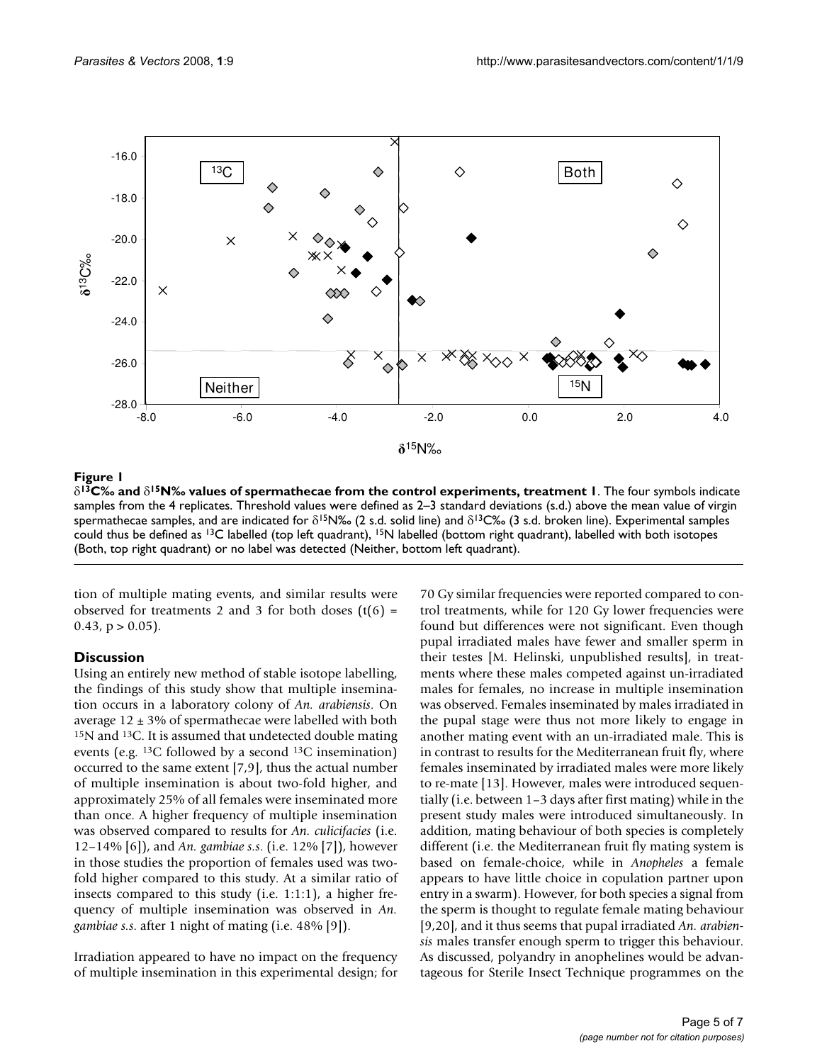**Figure 1**

**$\delta^{13}C$‰ and $\delta^{15}N$‰ values of spermathecae from the control experiments, treatment 1**. The four symbols indicate samples from the 4 replicates. Threshold values were defined as 2–3 standard deviations (s.d.) above the mean value of virgin spermathecae samples, and are indicated for $\delta^{15}N$‰ (2 s.d. solid line) and $\delta^{13}C$‰ (3 s.d. broken line). Experimental samples could thus be defined as $^{13}C$ labelled (top left quadrant), $^{15}N$ labelled (bottom right quadrant), labelled with both isotopes (Both, top right quadrant) or no label was detected (Neither, bottom left quadrant).

tion of multiple mating events, and similar results were observed for treatments 2 and 3 for both doses ($t(6) = 0.43$, $p > 0.05$).

## Discussion

Using an entirely new method of stable isotope labelling, the findings of this study show that multiple insemination occurs in a laboratory colony of *An. arabiensis*. On average 12 ± 3% of spermathecae were labelled with both $^{15}N$ and $^{13}C$. It is assumed that undetected double mating events (e.g. $^{13}C$ followed by a second $^{13}C$ insemination) occurred to the same extent [7,9], thus the actual number of multiple insemination is about two-fold higher, and approximately 25% of all females were inseminated more than once. A higher frequency of multiple insemination was observed compared to results for *An. culicifacies* (i.e. 12–14% [6]), and *An. gambiae s.s.* (i.e. 12% [7]), however in those studies the proportion of females used was two-fold higher compared to this study. At a similar ratio of insects compared to this study (i.e. 1:1:1), a higher frequency of multiple insemination was observed in *An. gambiae s.s.* after 1 night of mating (i.e. 48% [9]).

Irradiation appeared to have no impact on the frequency of multiple insemination in this experimental design; for 70 Gy similar frequencies were reported compared to control treatments, while for 120 Gy lower frequencies were found but differences were not significant. Even though pupal irradiated males have fewer and smaller sperm in their testes [M. Helinski, unpublished results], in treatments where these males competed against un-irradiated males for females, no increase in multiple insemination was observed. Females inseminated by males irradiated in the pupal stage were thus not more likely to engage in another mating event with an un-irradiated male. This is in contrast to results for the Mediterranean fruit fly, where females inseminated by irradiated males were more likely to re-mate [13]. However, males were introduced sequentially (i.e. between 1–3 days after first mating) while in the present study males were introduced simultaneously. In addition, mating behaviour of both species is completely different (i.e. the Mediterranean fruit fly mating system is based on female-choice, while in *Anopheles* a female appears to have little choice in copulation partner upon entry in a swarm). However, for both species a signal from the sperm is thought to regulate female mating behaviour [9,20], and it thus seems that pupal irradiated *An. arabiensis* males transfer enough sperm to trigger this behaviour. As discussed, polyandry in anophelines would be advantageous for Sterile Insect Technique programmes on the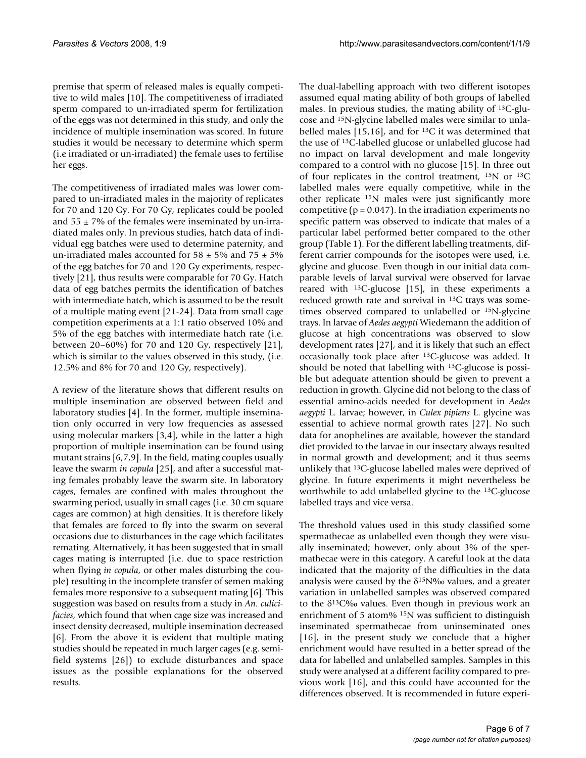premise that sperm of released males is equally competitive to wild males [10]. The competitiveness of irradiated sperm compared to un-irradiated sperm for fertilization of the eggs was not determined in this study, and only the incidence of multiple insemination was scored. In future studies it would be necessary to determine which sperm (i.e irradiated or un-irradiated) the female uses to fertilise her eggs.

The competitiveness of irradiated males was lower compared to un-irradiated males in the majority of replicates for 70 and 120 Gy. For 70 Gy, replicates could be pooled and $55 \pm 7\%$ of the females were inseminated by un-irradiated males only. In previous studies, hatch data of individual egg batches were used to determine paternity, and un-irradiated males accounted for $58 \pm 5\%$ and $75 \pm 5\%$ of the egg batches for 70 and 120 Gy experiments, respectively [21], thus results were comparable for 70 Gy. Hatch data of egg batches permits the identification of batches with intermediate hatch, which is assumed to be the result of a multiple mating event [21-24]. Data from small cage competition experiments at a 1:1 ratio observed 10% and 5% of the egg batches with intermediate hatch rate (i.e. between 20–60%) for 70 and 120 Gy, respectively [21], which is similar to the values observed in this study, (i.e. 12.5% and 8% for 70 and 120 Gy, respectively).

A review of the literature shows that different results on multiple insemination are observed between field and laboratory studies [4]. In the former, multiple insemination only occurred in very low frequencies as assessed using molecular markers [3,4], while in the latter a high proportion of multiple insemination can be found using mutant strains [6,7,9]. In the field, mating couples usually leave the swarm *in copula* [25], and after a successful mating females probably leave the swarm site. In laboratory cages, females are confined with males throughout the swarming period, usually in small cages (i.e. 30 cm square cages are common) at high densities. It is therefore likely that females are forced to fly into the swarm on several occasions due to disturbances in the cage which facilitates remating. Alternatively, it has been suggested that in small cages mating is interrupted (i.e. due to space restriction when flying *in copula*, or other males disturbing the couple) resulting in the incomplete transfer of semen making females more responsive to a subsequent mating [6]. This suggestion was based on results from a study in *An. culicifacies*, which found that when cage size was increased and insect density decreased, multiple insemination decreased [6]. From the above it is evident that multiple mating studies should be repeated in much larger cages (e.g. semi-field systems [26]) to exclude disturbances and space issues as the possible explanations for the observed results.

The dual-labelling approach with two different isotopes assumed equal mating ability of both groups of labelled males. In previous studies, the mating ability of $^{13}$C-glucose and $^{15}$N-glycine labelled males were similar to unlabelled males [15,16], and for $^{13}$C it was determined that the use of $^{13}$C-labelled glucose or unlabelled glucose had no impact on larval development and male longevity compared to a control with no glucose [15]. In three out of four replicates in the control treatment, $^{15}$N or $^{13}$C labelled males were equally competitive, while in the other replicate $^{15}$N males were just significantly more competitive ($p = 0.047$). In the irradiation experiments no specific pattern was observed to indicate that males of a particular label performed better compared to the other group (Table 1). For the different labelling treatments, different carrier compounds for the isotopes were used, i.e. glycine and glucose. Even though in our initial data comparable levels of larval survival were observed for larvae reared with $^{13}$C-glucose [15], in these experiments a reduced growth rate and survival in $^{13}$C trays was sometimes observed compared to unlabelled or $^{15}$N-glycine trays. In larvae of *Aedes aegypti* Wiedemann the addition of glucose at high concentrations was observed to slow development rates [27], and it is likely that such an effect occasionally took place after $^{13}$C-glucose was added. It should be noted that labelling with $^{13}$C-glucose is possible but adequate attention should be given to prevent a reduction in growth. Glycine did not belong to the class of essential amino-acids needed for development in *Aedes aegypti* L. larvae; however, in *Culex pipiens* L. glycine was essential to achieve normal growth rates [27]. No such data for anophelines are available, however the standard diet provided to the larvae in our insectary always resulted in normal growth and development; and it thus seems unlikely that $^{13}$C-glucose labelled males were deprived of glycine. In future experiments it might nevertheless be worthwhile to add unlabelled glycine to the $^{13}$C-glucose labelled trays and vice versa.

The threshold values used in this study classified some spermathecae as unlabelled even though they were visually inseminated; however, only about 3% of the spermathecae were in this category. A careful look at the data indicated that the majority of the difficulties in the data analysis were caused by the $\delta^{15}$N‰ values, and a greater variation in unlabelled samples was observed compared to the $\delta^{13}$C‰ values. Even though in previous work an enrichment of 5 atom% $^{15}$N was sufficient to distinguish inseminated spermathecae from uninseminated ones [16], in the present study we conclude that a higher enrichment would have resulted in a better spread of the data for labelled and unlabelled samples. Samples in this study were analysed at a different facility compared to previous work [16], and this could have accounted for the differences observed. It is recommended in future experi-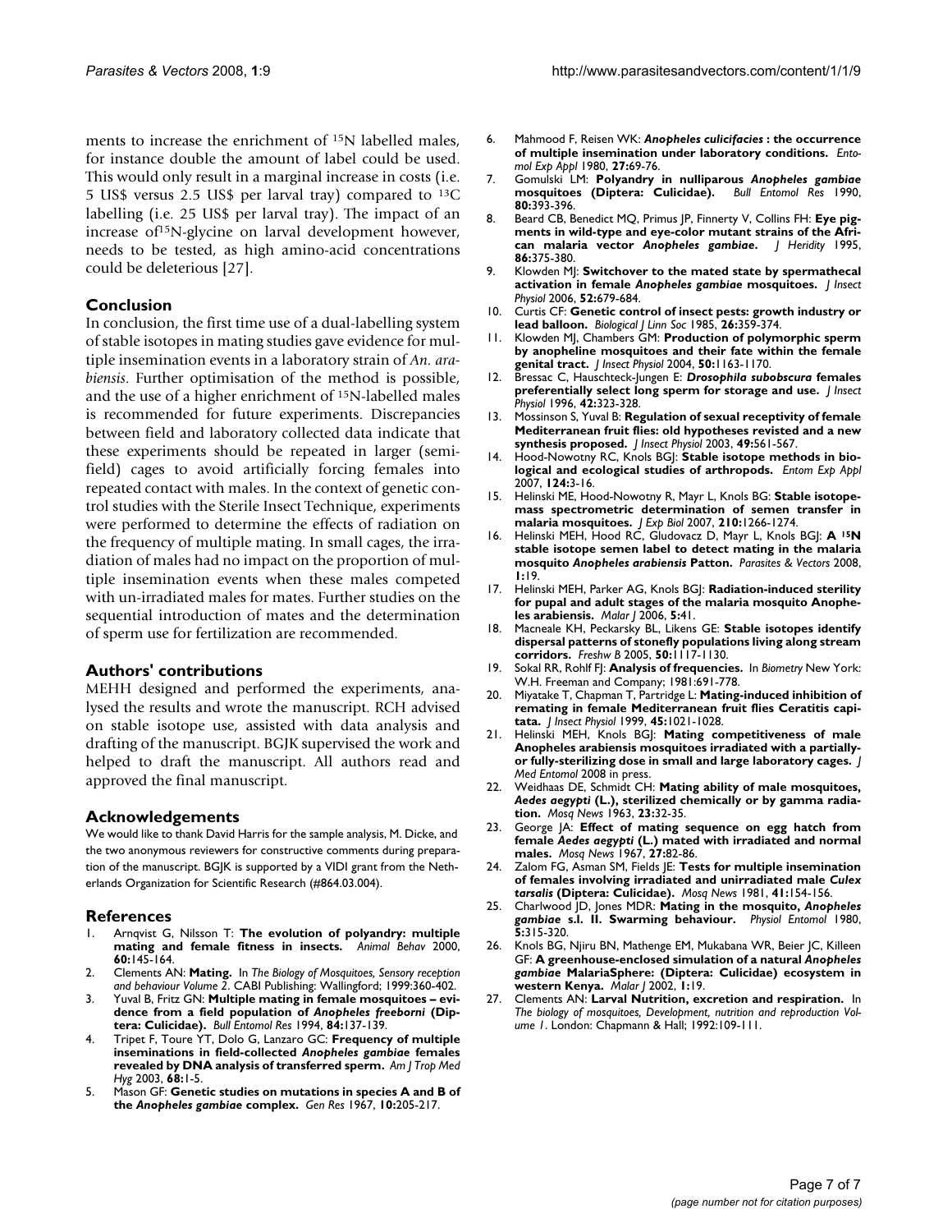ments to increase the enrichment of $^{15}$N labelled males, for instance double the amount of label could be used. This would only result in a marginal increase in costs (i.e. 5 US$ versus 2.5 US$ per larval tray) compared to $^{13}$C labelling (i.e. 25 US$ per larval tray). The impact of an increase of $^{15}$N-glycine on larval development however, needs to be tested, as high amino-acid concentrations could be deleterious [27].

## Conclusion

In conclusion, the first time use of a dual-labelling system of stable isotopes in mating studies gave evidence for multiple insemination events in a laboratory strain of *An. arabiensis*. Further optimisation of the method is possible, and the use of a higher enrichment of $^{15}$N-labelled males is recommended for future experiments. Discrepancies between field and laboratory collected data indicate that these experiments should be repeated in larger (semi-field) cages to avoid artificially forcing females into repeated contact with males. In the context of genetic control studies with the Sterile Insect Technique, experiments were performed to determine the effects of radiation on the frequency of multiple mating. In small cages, the irradiation of males had no impact on the proportion of multiple insemination events when these males competed with un-irradiated males for mates. Further studies on the sequential introduction of mates and the determination of sperm use for fertilization are recommended.

## Authors' contributions

MEHH designed and performed the experiments, analysed the results and wrote the manuscript. RCH advised on stable isotope use, assisted with data analysis and drafting of the manuscript. BGJK supervised the work and helped to draft the manuscript. All authors read and approved the final manuscript.

## Acknowledgements

We would like to thank David Harris for the sample analysis, M. Dicke, and the two anonymous reviewers for constructive comments during preparation of the manuscript. BGJK is supported by a VIDI grant from the Netherlands Organization for Scientific Research (#864.03.004).

## References

1. Arnqvist G, Nilsson T: **The evolution of polyandry: multiple mating and female fitness in insects.** *Animal Behav* 2000, **60:**145-164.
2. Clements AN: **Mating.** In *The Biology of Mosquitoes, Sensory reception and behaviour Volume 2*. CABI Publishing: Wallingford; 1999:360-402.
3. Yuval B, Fritz GN: **Multiple mating in female mosquitoes – evidence from a field population of *Anopheles freeborni* (Diptera: Culicidae).** *Bull Entomol Res* 1994, **84:**137-139.
4. Tripet F, Toure YT, Dolo G, Lanzaro GC: **Frequency of multiple inseminations in field-collected *Anopheles gambiae* females revealed by DNA analysis of transferred sperm.** *Am J Trop Med Hyg* 2003, **68:**1-5.
5. Mason GF: **Genetic studies on mutations in species A and B of the *Anopheles gambiae* complex.** *Gen Res* 1967, **10:**205-217.
6. Mahmood F, Reisen WK: ***Anopheles culicifacies* : the occurrence of multiple insemination under laboratory conditions.** *Entomol Exp Appl* 1980, **27:**69-76.
7. Gomulski LM: **Polyandry in nulliparous *Anopheles gambiae* mosquitoes (Diptera: Culicidae).** *Bull Entomol Res* 1990, **80:**393-396.
8. Beard CB, Benedict MQ, Primus JP, Finnerty V, Collins FH: **Eye pigments in wild-type and eye-color mutant strains of the African malaria vector *Anopheles gambiae*.** *J Heridity* 1995, **86:**375-380.
9. Klowden MJ: **Switchover to the mated state by spermathecal activation in female *Anopheles gambiae* mosquitoes.** *J Insect Physiol* 2006, **52:**679-684.
10. Curtis CF: **Genetic control of insect pests: growth industry or lead balloon.** *Biological J Linn Soc* 1985, **26:**359-374.
11. Klowden MJ, Chambers GM: **Production of polymorphic sperm by anopheline mosquitoes and their fate within the female genital tract.** *J Insect Physiol* 2004, **50:**1163-1170.
12. Bressac C, Hauschteck-Jungen E: ***Drosophila subobscura* females preferentially select long sperm for storage and use.** *J Insect Physiol* 1996, **42:**323-328.
13. Mossinson S, Yuval B: **Regulation of sexual receptivity of female Mediterranean fruit flies: old hypotheses revisted and a new synthesis proposed.** *J Insect Physiol* 2003, **49:**561-567.
14. Hood-Nowotny RC, Knols BGJ: **Stable isotope methods in biological and ecological studies of arthropods.** *Entom Exp Appl* 2007, **124:**3-16.
15. Helinski ME, Hood-Nowotny R, Mayr L, Knols BG: **Stable isotope-mass spectrometric determination of semen transfer in malaria mosquitoes.** *J Exp Biol* 2007, **210:**1266-1274.
16. Helinski MEH, Hood RC, Gludovacz D, Mayr L, Knols BGJ: **A $^{15}$N stable isotope semen label to detect mating in the malaria mosquito *Anopheles arabiensis* Patton.** *Parasites & Vectors* 2008, **1:**19.
17. Helinski MEH, Parker AG, Knols BGJ: **Radiation-induced sterility for pupal and adult stages of the malaria mosquito Anopheles arabiensis.** *Malar J* 2006, **5:**41.
18. Macneale KH, Peckarsky BL, Likens GE: **Stable isotopes identify dispersal patterns of stonefly populations living along stream corridors.** *Freshw B* 2005, **50:**1117-1130.
19. Sokal RR, Rohlf FJ: **Analysis of frequencies.** In *Biometry* New York: W.H. Freeman and Company; 1981:691-778.
20. Miyatake T, Chapman T, Partridge L: **Mating-induced inhibition of remating in female Mediterranean fruit flies Ceratitis capitata.** *J Insect Physiol* 1999, **45:**1021-1028.
21. Helinski MEH, Knols BGJ: **Mating competitiveness of male Anopheles arabiensis mosquitoes irradiated with a partially- or fully-sterilizing dose in small and large laboratory cages.** *J Med Entomol* 2008 in press.
22. Weidhaas DE, Schmidt CH: **Mating ability of male mosquitoes, *Aedes aegypti* (L.), sterilized chemically or by gamma radiation.** *Mosq News* 1963, **23:**32-35.
23. George JA: **Effect of mating sequence on egg hatch from female *Aedes aegypti* (L.) mated with irradiated and normal males.** *Mosq News* 1967, **27:**82-86.
24. Zalom FG, Asman SM, Fields JE: **Tests for multiple insemination of females involving irradiated and unirradiated male *Culex tarsalis* (Diptera: Culicidae).** *Mosq News* 1981, **41:**154-156.
25. Charlwood JD, Jones MDR: **Mating in the mosquito, *Anopheles gambiae* s.l. II. Swarming behaviour.** *Physiol Entomol* 1980, **5:**315-320.
26. Knols BG, Njiru BN, Mathenge EM, Mukabana WR, Beier JC, Killeen GF: **A greenhouse-enclosed simulation of a natural *Anopheles gambiae* MalariaSphere: (Diptera: Culicidae) ecosystem in western Kenya.** *Malar J* 2002, **1:**19.
27. Clements AN: **Larval Nutrition, excretion and respiration.** In *The biology of mosquitoes, Development, nutrition and reproduction Volume 1*. London: Chapmann & Hall; 1992:109-111.